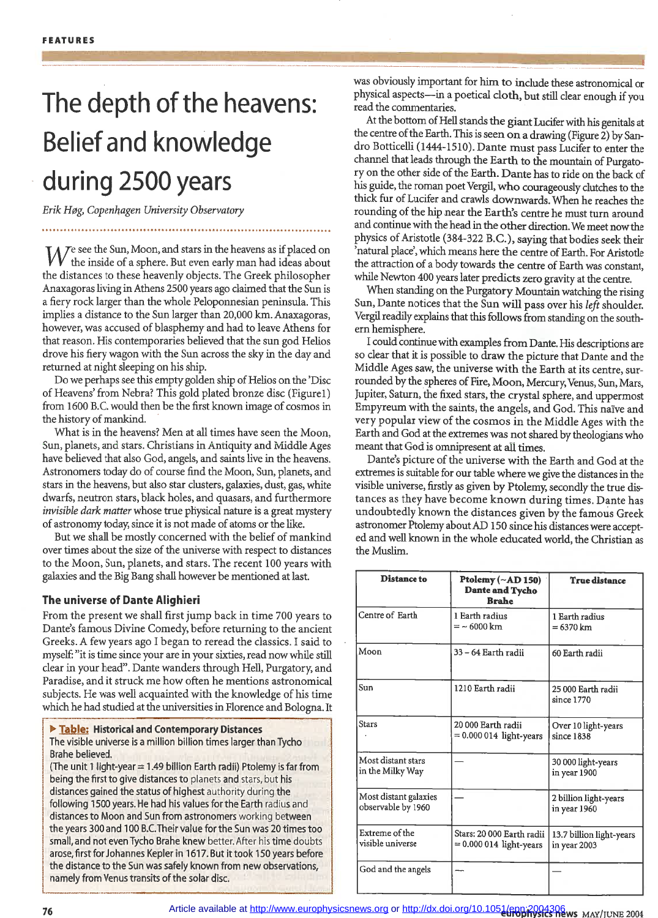# The depth of the heavens: Belief and knowledge during 2500 years

*Erik Høg, Copenhagen University Observatory*

We see the Sun, Moon, and stars in the heavens as if placed on the inside of a sphere. But even early man had ideas about the distances to these heavenly objects. The Greek philosopher Anaxagoras living in Athens 2500 years ago claimed that the Sun is a fiery rock larger than the whole Peloponnesian peninsula. This implies a distance to the Sun larger than 20,000 km. Anaxagoras, however, was accused of blasphemy and had to leave Athens for that reason. His contemporaries believed that the sun god Helios drove his fiery wagon with the Sun across the sky in the day and returned at night sleeping on his ship.

Do we perhaps see this empty golden ship of Helios on the 'Disc of Heavens' from Nebra? This gold plated bronze disc (Figure1) from 1600 B.C. would then be the first known image of cosmos in the history of mankind.

What is in the heavens? Men at all times have seen the Moon, Sun, planets, and stars. Christians in Antiquity and Middle Ages have believed that also God, angels, and saints live in the heavens. Astronomers today do of course find the Moon, Sun, planets, and stars in the heavens, but also star clusters, galaxies, dust, gas, white dwarfs, neutron stars, black holes, and quasars, and furthermore *invisible dark matter* whose true physical nature is a great mystery of astronomy today, since it is not made of atoms or the like.

But we shall be mostly concerned with the belief of mankind over times about the size of the universe with respect to distances to the Moon, Sun, planets, and stars. The recent 100 years with galaxies and the Big Bang shall however be mentioned at last.

## The universe of Dante Alighieri

From the present we shall first jump back in time 700 years to Dante's famous Divine Comedy, before returning to the ancient Greeks. A few years ago I began to reread the classics. I said to myself: "it is time since your are in your sixties, read now while still clear in your head". Dante wanders through Hell, Purgatory, and Paradise, and it struck me how often he mentions astronomical subjects. He was well acquainted with the knowledge of his time which he had studied at the universities in Florence and Bologna. It was obviously important for him to include these astronomical or physical aspects—in a poetical cloth, but still clear enough if you read the commentaries.

At the bottom of Hell stands the giant Lucifer with his genitals at the centre of the Earth. This is seen on a drawing (Figure 2) by Sandro Botticelli (1444-1510). Dante must pass Lucifer to enter the channel that leads through the Earth to the mountain of Purgatory on the other side of the Earth. Dante has to ride on the back of his guide, the roman poet Vergil, who courageously clutches to the thick fur of Lucifer and crawls downwards. When he reaches the rounding of the hip near the Earth's centre he must turn around and continue with the head in the other direction. We meet now the physics of Aristotle (384-322 B.C.), saying that bodies seek their 'natural place', which means here the centre of Earth. For Aristotle the attraction of a body towards the centre of Earth was constant, while Newton 400 years later predicts zero gravity at the centre.

When standing on the Purgatory Mountain watching the rising Sun, Dante notices that the Sun will pass over his *left* shoulder. Vergil readily explains that this follows from standing on the southern hemisphere.

I could continue with examples from Dante. His descriptions are so clear that it is possible to draw the picture that Dante and the Middle Ages saw, the universe with the Earth at its centre, surrounded by the spheres of Fire, Moon, Mercury, Venus, Sun, Mars, Jupiter, Saturn, the fixed stars, the crystal sphere, and uppermost Empyreum with the saints, the angels, and God. This naïve and very popular view of the cosmos in the Middle Ages with the Earth and God at the extremes was not shared by theologians who meant that God is omnipresent at all times.

Dante's picture of the universe with the Earth and God at the extremes is suitable for our table where we give the distances in the visible universe, firstly as given by Ptolemy, secondly the true distances as they have become known during times. Dante has undoubtedly known the distances given by the famous Greek astronomer Ptolemy about AD 150 since his distances were accepted and well known in the whole educated world, the Christian as the Muslim.

**Table: Historical and Contemporary Distances**

The visible universe is a million billion times larger than Tycho Brahe believed.
(The unit 1 light-year = 1.49 billion Earth radii) Ptolemy is far from being the first to give distances to planets and stars, but his distances gained the status of highest authority during the following 1500 years. He had his values for the Earth radius and distances to Moon and Sun from astronomers working between the years 300 and 100 B.C. Their value for the Sun was 20 times too small, and not even Tycho Brahe knew better. After his time doubts arose, first for Johannes Kepler in 1617. But it took 150 years before the distance to the Sun was safely known from new observations, namely from Venus transits of the solar disc.

| Distance to | Ptolemy (~AD 150) Dante and Tycho Brahe | True distance |
|---|---|---|
| Centre of Earth | 1 Earth radius = ~ 6000 km | 1 Earth radius = 6370 km |
| Moon | 33 – 64 Earth radii | 60 Earth radii |
| Sun | 1210 Earth radii | 25 000 Earth radii since 1770 |
| Stars | 20 000 Earth radii = 0.000 014 light-years | Over 10 light-years since 1838 |
| Most distant stars in the Milky Way | — | 30 000 light-years in year 1900 |
| Most distant galaxies observable by 1960 | — | 2 billion light-years in year 1960 |
| Extreme of the visible universe | Stars: 20 000 Earth radii = 0.000 014 light-years | 13.7 billion light-years in year 2003 |
| God and the angels | — | — |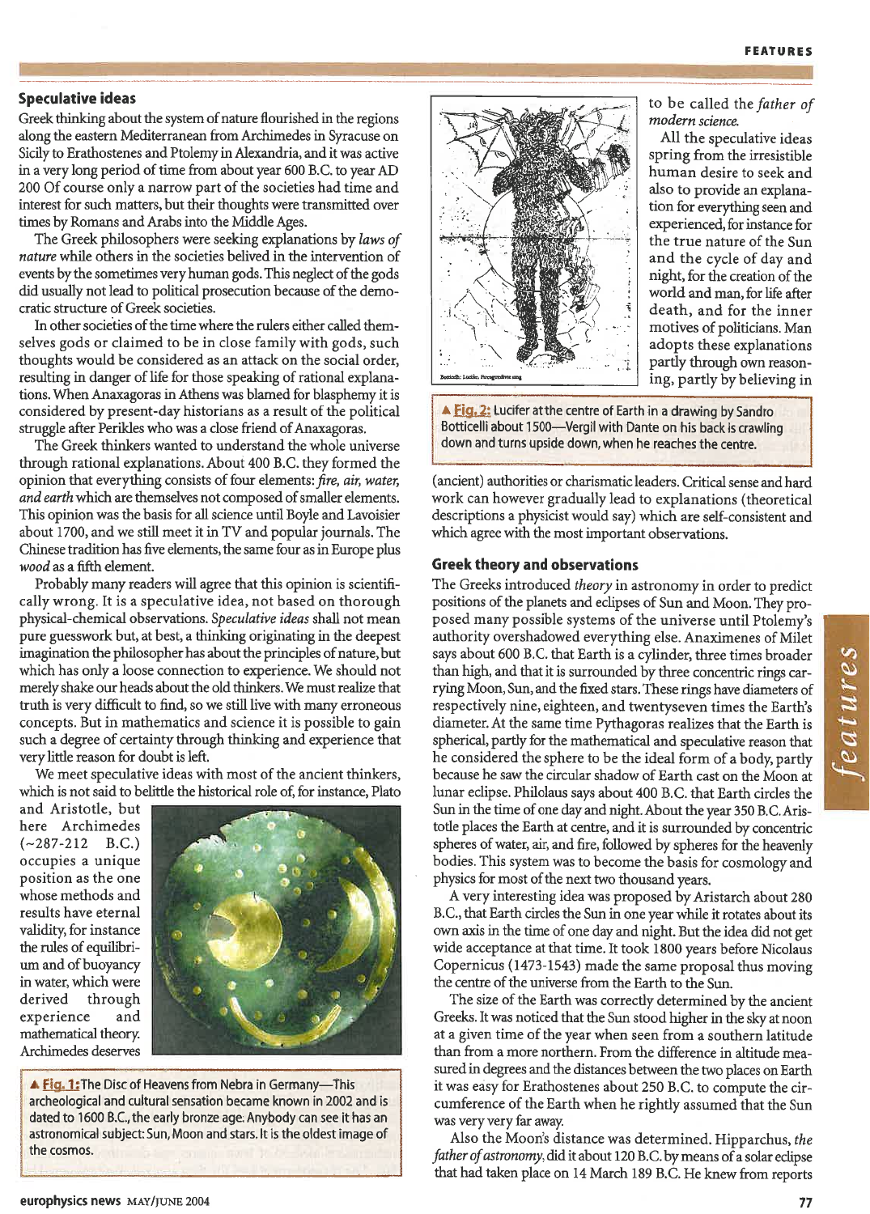## Speculative ideas

Greek thinking about the system of nature flourished in the regions along the eastern Mediterranean from Archimedes in Syracuse on Sicily to Erathostenes and Ptolemy in Alexandria, and it was active in a very long period of time from about year 600 B.C. to year AD 200 Of course only a narrow part of the societies had time and interest for such matters, but their thoughts were transmitted over times by Romans and Arabs into the Middle Ages.

The Greek philosophers were seeking explanations by *laws of nature* while others in the societies belived in the intervention of events by the sometimes very human gods. This neglect of the gods did usually not lead to political prosecution because of the democratic structure of Greek societies.

In other societies of the time where the rulers either called themselves gods or claimed to be in close family with gods, such thoughts would be considered as an attack on the social order, resulting in danger of life for those speaking of rational explanations. When Anaxagoras in Athens was blamed for blasphemy it is considered by present-day historians as a result of the political struggle after Perikles who was a close friend of Anaxagoras.

The Greek thinkers wanted to understand the whole universe through rational explanations. About 400 B.C. they formed the opinion that everything consists of four elements: *fire, air, water, and earth* which are themselves not composed of smaller elements. This opinion was the basis for all science until Boyle and Lavoisier about 1700, and we still meet it in TV and popular journals. The Chinese tradition has five elements, the same four as in Europe plus *wood* as a fifth element.

Probably many readers will agree that this opinion is scientifically wrong. It is a speculative idea, not based on thorough physical-chemical observations. *Speculative ideas* shall not mean pure guesswork but, at best, a thinking originating in the deepest imagination the philosopher has about the principles of nature, but which has only a loose connection to experience. We should not merely shake our heads about the old thinkers. We must realize that truth is very difficult to find, so we still live with many erroneous concepts. But in mathematics and science it is possible to gain such a degree of certainty through thinking and experience that very little reason for doubt is left.

We meet speculative ideas with most of the ancient thinkers, which is not said to belittle the historical role of, for instance, Plato and Aristotle, but here Archimedes (~287-212 B.C.) occupies a unique position as the one whose methods and results have eternal validity, for instance the rules of equilibrium and of buoyancy in water, which were derived through experience and mathematical theory. Archimedes deserves to be called the *father of modern science.*

▲ **Fig. 1:** The Disc of Heavens from Nebra in Germany—This archeological and cultural sensation became known in 2002 and is dated to 1600 B.C., the early bronze age. Anybody can see it has an astronomical subject: Sun, Moon and stars. It is the oldest image of the cosmos.

All the speculative ideas spring from the irresistible human desire to seek and also to provide an explanation for everything seen and experienced, for instance for the true nature of the Sun and the cycle of day and night, for the creation of the world and man, for life after death, and for the inner motives of politicians. Man adopts these explanations partly through own reasoning, partly by believing in (ancient) authorities or charismatic leaders. Critical sense and hard work can however gradually lead to explanations (theoretical descriptions a physicist would say) which are self-consistent and which agree with the most important observations.

▲ **Fig. 2:** Lucifer at the centre of Earth in a drawing by Sandro Botticelli about 1500—Vergil with Dante on his back is crawling down and turns upside down, when he reaches the centre.

## Greek theory and observations

The Greeks introduced *theory* in astronomy in order to predict positions of the planets and eclipses of Sun and Moon. They proposed many possible systems of the universe until Ptolemy's authority overshadowed everything else. Anaximenes of Milet says about 600 B.C. that Earth is a cylinder, three times broader than high, and that it is surrounded by three concentric rings carrying Moon, Sun, and the fixed stars. These rings have diameters of respectively nine, eighteen, and twentyseven times the Earth's diameter. At the same time Pythagoras realizes that the Earth is spherical, partly for the mathematical and speculative reason that he considered the sphere to be the ideal form of a body, partly because he saw the circular shadow of Earth cast on the Moon at lunar eclipse. Philolaus says about 400 B.C. that Earth circles the Sun in the time of one day and night. About the year 350 B.C. Aristotle places the Earth at centre, and it is surrounded by concentric spheres of water, air, and fire, followed by spheres for the heavenly bodies. This system was to become the basis for cosmology and physics for most of the next two thousand years.

A very interesting idea was proposed by Aristarch about 280 B.C., that Earth circles the Sun in one year while it rotates about its own axis in the time of one day and night. But the idea did not get wide acceptance at that time. It took 1800 years before Nicolaus Copernicus (1473-1543) made the same proposal thus moving the centre of the universe from the Earth to the Sun.

The size of the Earth was correctly determined by the ancient Greeks. It was noticed that the Sun stood higher in the sky at noon at a given time of the year when seen from a southern latitude than from a more northern. From the difference in altitude measured in degrees and the distances between the two places on Earth it was easy for Erathostenes about 250 B.C. to compute the circumference of the Earth when he rightly assumed that the Sun was very very far away.

Also the Moon's distance was determined. Hipparchus, *the father of astronomy*, did it about 120 B.C. by means of a solar eclipse that had taken place on 14 March 189 B.C. He knew from reports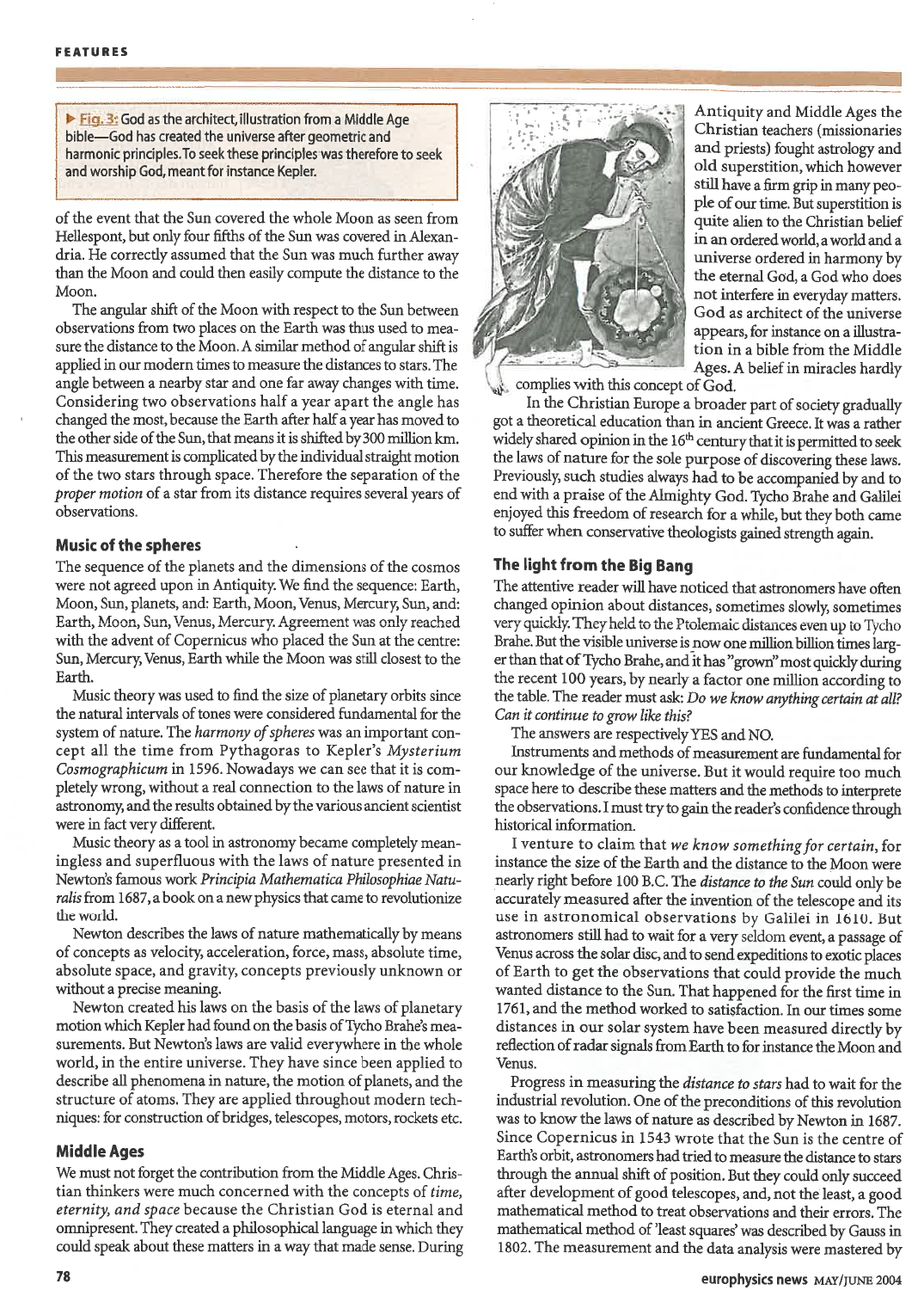▶ Fig. 3: God as the architect, illustration from a Middle Age bible—God has created the universe after geometric and harmonic principles. To seek these principles was therefore to seek and worship God, meant for instance Kepler.

of the event that the Sun covered the whole Moon as seen from Hellespont, but only four fifths of the Sun was covered in Alexandria. He correctly assumed that the Sun was much further away than the Moon and could then easily compute the distance to the Moon.

The angular shift of the Moon with respect to the Sun between observations from two places on the Earth was thus used to measure the distance to the Moon. A similar method of angular shift is applied in our modern times to measure the distances to stars. The angle between a nearby star and one far away changes with time. Considering two observations half a year apart the angle has changed the most, because the Earth after half a year has moved to the other side of the Sun, that means it is shifted by 300 million km. This measurement is complicated by the individual straight motion of the two stars through space. Therefore the separation of the *proper motion* of a star from its distance requires several years of observations.

## Music of the spheres

The sequence of the planets and the dimensions of the cosmos were not agreed upon in Antiquity. We find the sequence: Earth, Moon, Sun, planets, and: Earth, Moon, Venus, Mercury, Sun, and: Earth, Moon, Sun, Venus, Mercury. Agreement was only reached with the advent of Copernicus who placed the Sun at the centre: Sun, Mercury, Venus, Earth while the Moon was still closest to the Earth.

Music theory was used to find the size of planetary orbits since the natural intervals of tones were considered fundamental for the system of nature. The *harmony of spheres* was an important concept all the time from Pythagoras to Kepler's *Mysterium Cosmographicum* in 1596. Nowadays we can see that it is completely wrong, without a real connection to the laws of nature in astronomy, and the results obtained by the various ancient scientist were in fact very different.

Music theory as a tool in astronomy became completely meaningless and superfluous with the laws of nature presented in Newton's famous work *Principia Mathematica Philosophiae Naturalis* from 1687, a book on a new physics that came to revolutionize the world.

Newton describes the laws of nature mathematically by means of concepts as velocity, acceleration, force, mass, absolute time, absolute space, and gravity, concepts previously unknown or without a precise meaning.

Newton created his laws on the basis of the laws of planetary motion which Kepler had found on the basis of Tycho Brahe's measurements. But Newton's laws are valid everywhere in the whole world, in the entire universe. They have since been applied to describe all phenomena in nature, the motion of planets, and the structure of atoms. They are applied throughout modern techniques: for construction of bridges, telescopes, motors, rockets etc.

## Middle Ages

We must not forget the contribution from the Middle Ages. Christian thinkers were much concerned with the concepts of *time, eternity, and space* because the Christian God is eternal and omnipresent. They created a philosophical language in which they could speak about these matters in a way that made sense. During Antiquity and Middle Ages the Christian teachers (missionaries and priests) fought astrology and old superstition, which however still have a firm grip in many people of our time. But superstition is quite alien to the Christian belief in an ordered world, a world and a universe ordered in harmony by the eternal God, a God who does not interfere in everyday matters. God as architect of the universe appears, for instance on a illustration in a bible from the Middle Ages. A belief in miracles hardly complies with this concept of God.

In the Christian Europe a broader part of society gradually got a theoretical education than in ancient Greece. It was a rather widely shared opinion in the 16th century that it is permitted to seek the laws of nature for the sole purpose of discovering these laws. Previously, such studies always had to be accompanied by and to end with a praise of the Almighty God. Tycho Brahe and Galilei enjoyed this freedom of research for a while, but they both came to suffer when conservative theologists gained strength again.

## The light from the Big Bang

The attentive reader will have noticed that astronomers have often changed opinion about distances, sometimes slowly, sometimes very quickly. They held to the Ptolemaic distances even up to Tycho Brahe. But the visible universe is now one million billion times larger than that of Tycho Brahe, and it has "grown" most quickly during the recent 100 years, by nearly a factor one million according to the table. The reader must ask: *Do we know anything certain at all? Can it continue to grow like this?*

The answers are respectively YES and NO.

Instruments and methods of measurement are fundamental for our knowledge of the universe. But it would require too much space here to describe these matters and the methods to interprete the observations. I must try to gain the reader's confidence through historical information.

I venture to claim that *we know something for certain*, for instance the size of the Earth and the distance to the Moon were nearly right before 100 B.C. The *distance to the Sun* could only be accurately measured after the invention of the telescope and its use in astronomical observations by Galilei in 1610. But astronomers still had to wait for a very seldom event, a passage of Venus across the solar disc, and to send expeditions to exotic places of Earth to get the observations that could provide the much wanted distance to the Sun. That happened for the first time in 1761, and the method worked to satisfaction. In our times some distances in our solar system have been measured directly by reflection of radar signals from Earth to for instance the Moon and Venus.

Progress in measuring the *distance to stars* had to wait for the industrial revolution. One of the preconditions of this revolution was to know the laws of nature as described by Newton in 1687. Since Copernicus in 1543 wrote that the Sun is the centre of Earth's orbit, astronomers had tried to measure the distance to stars through the annual shift of position. But they could only succeed after development of good telescopes, and, not the least, a good mathematical method to treat observations and their errors. The mathematical method of 'least squares' was described by Gauss in 1802. The measurement and the data analysis were mastered by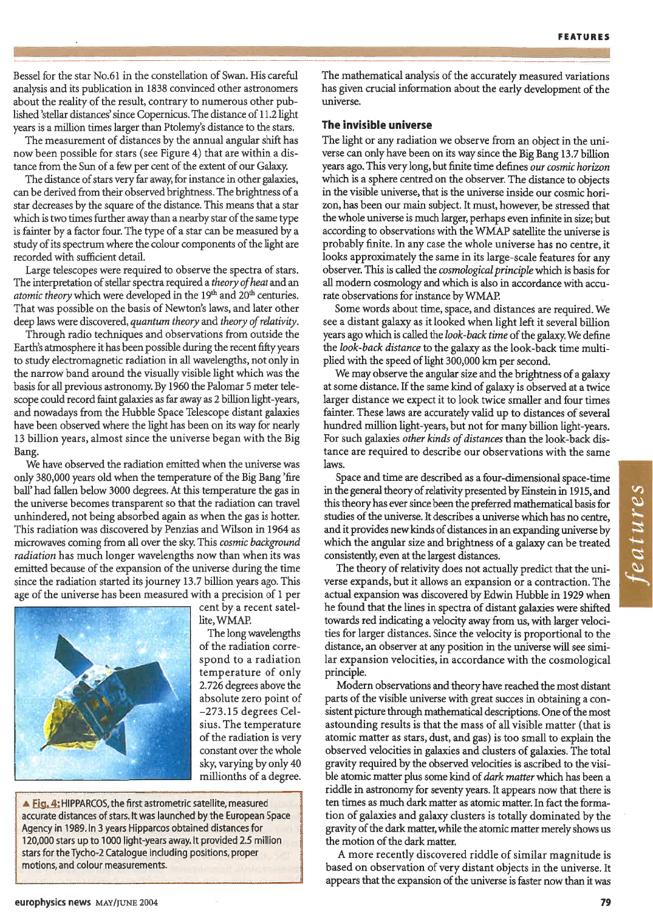Bessel for the star No.61 in the constellation of Swan. His careful analysis and its publication in 1838 convinced other astronomers about the reality of the result, contrary to numerous other published 'stellar distances' since Copernicus. The distance of 11.2 light years is a million times larger than Ptolemy's distance to the stars.

The measurement of distances by the annual angular shift has now been possible for stars (see Figure 4) that are within a distance from the Sun of a few per cent of the extent of our Galaxy.

The distance of stars very far away, for instance in other galaxies, can be derived from their observed brightness. The brightness of a star decreases by the square of the distance. This means that a star which is two times further away than a nearby star of the same type is fainter by a factor four. The type of a star can be measured by a study of its spectrum where the colour components of the light are recorded with sufficient detail.

Large telescopes were required to observe the spectra of stars. The interpretation of stellar spectra required a *theory of heat* and an *atomic theory* which were developed in the 19th and 20th centuries. That was possible on the basis of Newton's laws, and later other deep laws were discovered, *quantum theory* and *theory of relativity*.

Through radio techniques and observations from outside the Earth's atmosphere it has been possible during the recent fifty years to study electromagnetic radiation in all wavelengths, not only in the narrow band around the visually visible light which was the basis for all previous astronomy. By 1960 the Palomar 5 meter telescope could record faint galaxies as far away as 2 billion light-years, and nowadays from the Hubble Space Telescope distant galaxies have been observed where the light has been on its way for nearly 13 billion years, almost since the universe began with the Big Bang.

We have observed the radiation emitted when the universe was only 380,000 years old when the temperature of the Big Bang 'fire ball' had fallen below 3000 degrees. At this temperature the gas in the universe becomes transparent so that the radiation can travel unhindered, not being absorbed again as when the gas is hotter. This radiation was discovered by Penzias and Wilson in 1964 as microwaves coming from all over the sky. This *cosmic background radiation* has much longer wavelengths now than when its was emitted because of the expansion of the universe during the time since the radiation started its journey 13.7 billion years ago. This age of the universe has been measured with a precision of 1 per cent by a recent satellite, WMAP.

The long wavelengths of the radiation correspond to a radiation temperature of only 2.726 degrees above the absolute zero point of −273.15 degrees Celsius. The temperature of the radiation is very constant over the whole sky, varying by only 40 millionths of a degree. The mathematical analysis of the accurately measured variations has given crucial information about the early development of the universe.

▲ **Fig. 4:** HIPPARCOS, the first astrometric satellite, measured accurate distances of stars. It was launched by the European Space Agency in 1989. In 3 years Hipparcos obtained distances for 120,000 stars up to 1000 light-years away. It provided 2.5 million stars for the Tycho-2 Catalogue including positions, proper motions, and colour measurements.

### The invisible universe

The light or any radiation we observe from an object in the universe can only have been on its way since the Big Bang 13.7 billion years ago. This very long, but finite time defines *our cosmic horizon* which is a sphere centred on the observer. The distance to objects in the visible universe, that is the universe inside our cosmic horizon, has been our main subject. It must, however, be stressed that the whole universe is much larger, perhaps even infinite in size; but according to observations with the WMAP satellite the universe is probably finite. In any case the whole universe has no centre, it looks approximately the same in its large-scale features for any observer. This is called the *cosmological principle* which is basis for all modern cosmology and which is also in accordance with accurate observations for instance by WMAP.

Some words about time, space, and distances are required. We see a distant galaxy as it looked when light left it several billion years ago which is called the *look-back time* of the galaxy. We define the *look-back distance* to the galaxy as the look-back time multiplied with the speed of light 300,000 km per second.

We may observe the angular size and the brightness of a galaxy at some distance. If the same kind of galaxy is observed at a twice larger distance we expect it to look twice smaller and four times fainter. These laws are accurately valid up to distances of several hundred million light-years, but not for many billion light-years. For such galaxies *other kinds of distances* than the look-back distance are required to describe our observations with the same laws.

Space and time are described as a four-dimensional space-time in the general theory of relativity presented by Einstein in 1915, and this theory has ever since been the preferred mathematical basis for studies of the universe. It describes a universe which has no centre, and it provides new kinds of distances in an expanding universe by which the angular size and brightness of a galaxy can be treated consistently, even at the largest distances.

The theory of relativity does not actually predict that the universe expands, but it allows an expansion or a contraction. The actual expansion was discovered by Edwin Hubble in 1929 when he found that the lines in spectra of distant galaxies were shifted towards red indicating a velocity away from us, with larger velocities for larger distances. Since the velocity is proportional to the distance, an observer at any position in the universe will see similar expansion velocities, in accordance with the cosmological principle.

Modern observations and theory have reached the most distant parts of the visible universe with great succes in obtaining a consistent picture through mathematical descriptions. One of the most astounding results is that the mass of all visible matter (that is atomic matter as stars, dust, and gas) is too small to explain the observed velocities in galaxies and clusters of galaxies. The total gravity required by the observed velocities is ascribed to the visible atomic matter plus some kind of *dark matter* which has been a riddle in astronomy for seventy years. It appears now that there is ten times as much dark matter as atomic matter. In fact the formation of galaxies and galaxy clusters is totally dominated by the gravity of the dark matter, while the atomic matter merely shows us the motion of the dark matter.

A more recently discovered riddle of similar magnitude is based on observation of very distant objects in the universe. It appears that the expansion of the universe is faster now than it was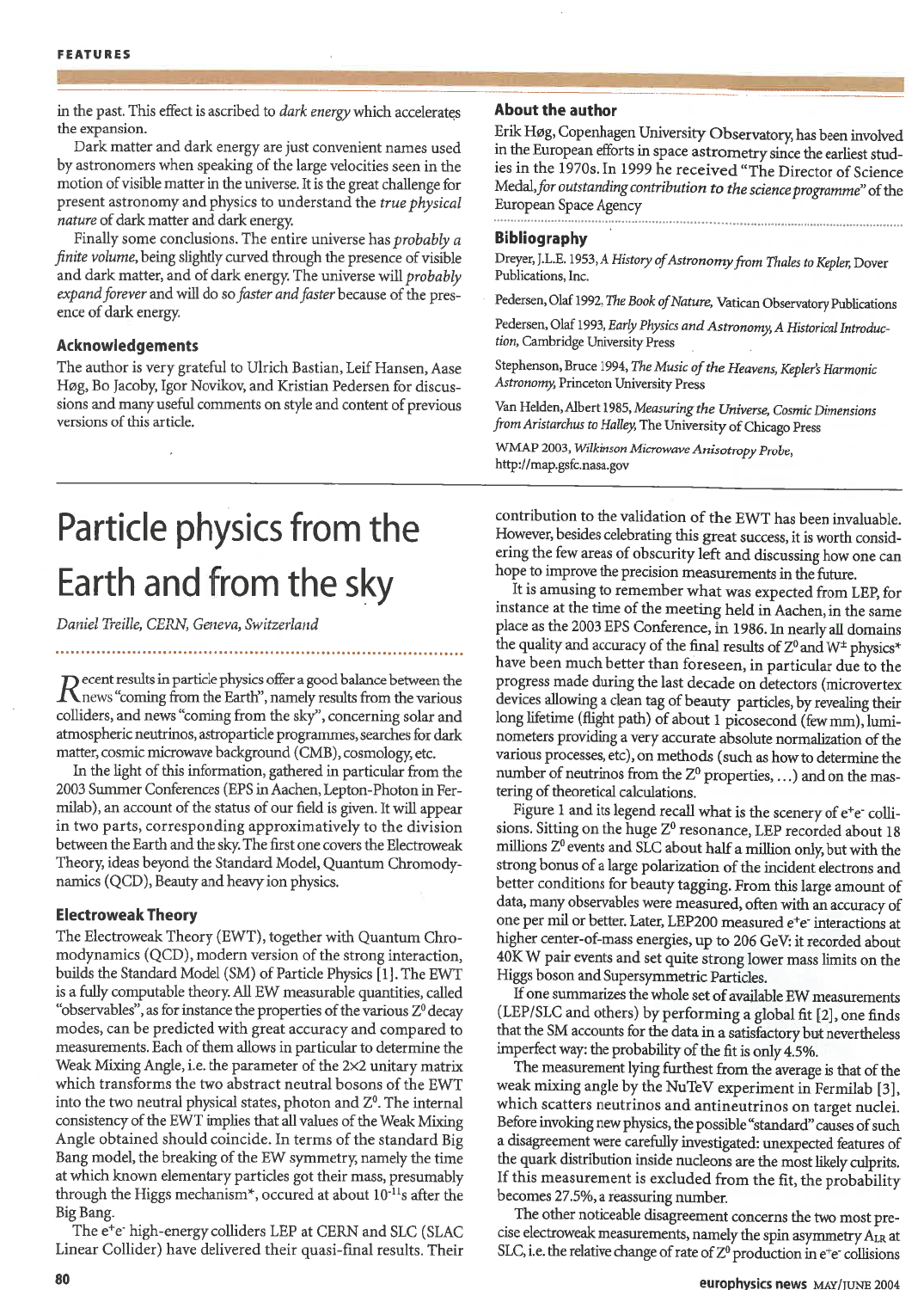in the past. This effect is ascribed to *dark energy* which accelerates the expansion.

Dark matter and dark energy are just convenient names used by astronomers when speaking of the large velocities seen in the motion of visible matter in the universe. It is the great challenge for present astronomy and physics to understand the *true physical nature* of dark matter and dark energy.

Finally some conclusions. The entire universe has *probably a finite volume*, being slightly curved through the presence of visible and dark matter, and of dark energy. The universe will *probably expand forever* and will do so *faster and faster* because of the presence of dark energy.

### Acknowledgements

The author is very grateful to Ulrich Bastian, Leif Hansen, Aase Høg, Bo Jacoby, Igor Novikov, and Kristian Pedersen for discussions and many useful comments on style and content of previous versions of this article.

### About the author

Erik Høg, Copenhagen University Observatory, has been involved in the European efforts in space astrometry since the earliest studies in the 1970s. In 1999 he received "The Director of Science Medal, *for outstanding contribution to the science programme*" of the European Space Agency

### Bibliography

Dreyer, J.L.E. 1953, *A History of Astronomy from Thales to Kepler*, Dover Publications, Inc.

Pedersen, Olaf 1992, *The Book of Nature*, Vatican Observatory Publications

Pedersen, Olaf 1993, *Early Physics and Astronomy, A Historical Introduction*, Cambridge University Press

Stephenson, Bruce 1994, *The Music of the Heavens, Kepler's Harmonic Astronomy*, Princeton University Press

Van Helden, Albert 1985, *Measuring the Universe, Cosmic Dimensions from Aristarchus to Halley*, The University of Chicago Press

WMAP 2003, *Wilkinson Microwave Anisotropy Probe*, http://map.gsfc.nasa.gov

# Particle physics from the Earth and from the sky

*Daniel Treille, CERN, Geneva, Switzerland*

Recent results in particle physics offer a good balance between the news "coming from the Earth", namely results from the various colliders, and news "coming from the sky", concerning solar and atmospheric neutrinos, astroparticle programmes, searches for dark matter, cosmic microwave background (CMB), cosmology, etc.

In the light of this information, gathered in particular from the 2003 Summer Conferences (EPS in Aachen, Lepton-Photon in Fermilab), an account of the status of our field is given. It will appear in two parts, corresponding approximatively to the division between the Earth and the sky. The first one covers the Electroweak Theory, ideas beyond the Standard Model, Quantum Chromodynamics (QCD), Beauty and heavy ion physics.

## Electroweak Theory

The Electroweak Theory (EWT), together with Quantum Chromodynamics (QCD), modern version of the strong interaction, builds the Standard Model (SM) of Particle Physics [1]. The EWT is a fully computable theory. All EW measurable quantities, called "observables", as for instance the properties of the various $Z^0$ decay modes, can be predicted with great accuracy and compared to measurements. Each of them allows in particular to determine the Weak Mixing Angle, i.e. the parameter of the 2×2 unitary matrix which transforms the two abstract neutral bosons of the EWT into the two neutral physical states, photon and $Z^0$. The internal consistency of the EWT implies that all values of the Weak Mixing Angle obtained should coincide. In terms of the standard Big Bang model, the breaking of the EW symmetry, namely the time at which known elementary particles got their mass, presumably through the Higgs mechanism*, occured at about $10^{-11}$s after the Big Bang.

The $e^+e^-$ high-energy colliders LEP at CERN and SLC (SLAC Linear Collider) have delivered their quasi-final results. Their contribution to the validation of the EWT has been invaluable. However, besides celebrating this great success, it is worth considering the few areas of obscurity left and discussing how one can hope to improve the precision measurements in the future.

It is amusing to remember what was expected from LEP, for instance at the time of the meeting held in Aachen, in the same place as the 2003 EPS Conference, in 1986. In nearly all domains the quality and accuracy of the final results of $Z^0$ and $W^{\pm}$ physics* have been much better than foreseen, in particular due to the progress made during the last decade on detectors (microvertex devices allowing a clean tag of beauty particles, by revealing their long lifetime (flight path) of about 1 picosecond (few mm), luminometers providing a very accurate absolute normalization of the various processes, etc), on methods (such as how to determine the number of neutrinos from the $Z^0$ properties, ...) and on the mastering of theoretical calculations.

Figure 1 and its legend recall what is the scenery of $e^+e^-$ collisions. Sitting on the huge $Z^0$ resonance, LEP recorded about 18 millions $Z^0$ events and SLC about half a million only, but with the strong bonus of a large polarization of the incident electrons and better conditions for beauty tagging. From this large amount of data, many observables were measured, often with an accuracy of one per mil or better. Later, LEP200 measured $e^+e^-$ interactions at higher center-of-mass energies, up to 206 GeV: it recorded about 40K W pair events and set quite strong lower mass limits on the Higgs boson and Supersymmetric Particles.

If one summarizes the whole set of available EW measurements (LEP/SLC and others) by performing a global fit [2], one finds that the SM accounts for the data in a satisfactory but nevertheless imperfect way: the probability of the fit is only 4.5%.

The measurement lying furthest from the average is that of the weak mixing angle by the NuTeV experiment in Fermilab [3], which scatters neutrinos and antineutrinos on target nuclei. Before invoking new physics, the possible "standard" causes of such a disagreement were carefully investigated: unexpected features of the quark distribution inside nucleons are the most likely culprits. If this measurement is excluded from the fit, the probability becomes 27.5%, a reassuring number.

The other noticeable disagreement concerns the two most precise electroweak measurements, namely the spin asymmetry $A_{LR}$ at SLC, i.e. the relative change of rate of $Z^0$ production in $e^+e^-$ collisions